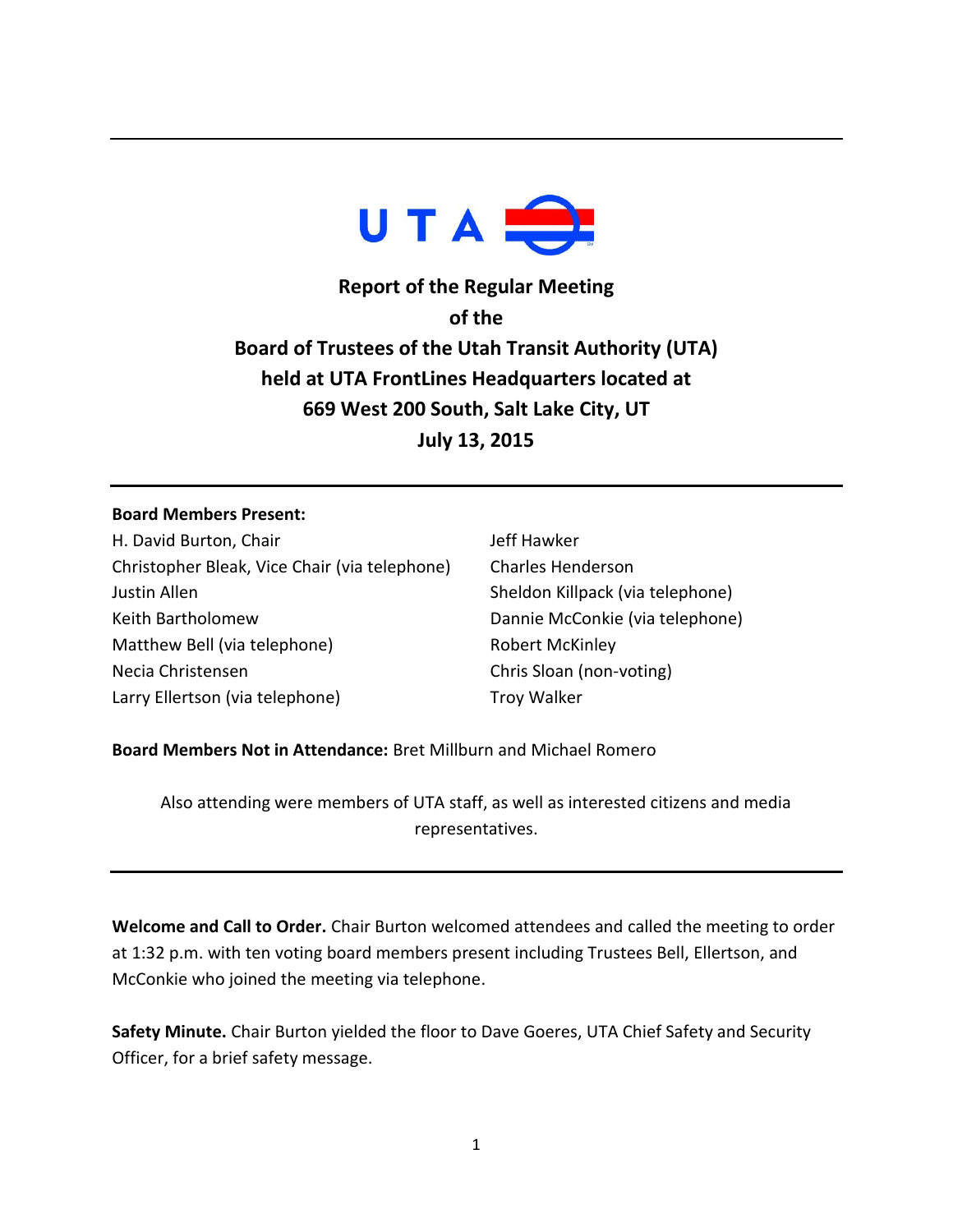UTA

# Report of the Regular Meeting of the Board of Trustees of the Utah Transit Authority (UTA) held at UTA FrontLines Headquarters located at 669 West 200 South, Salt Lake City, UT

## July 13, 2015

---

**Board Members Present:**

H. David Burton, Chair
Christopher Bleak, Vice Chair (via telephone)
Justin Allen
Keith Bartholomew
Matthew Bell (via telephone)
Necia Christensen
Larry Ellertson (via telephone)
Jeff Hawker
Charles Henderson
Sheldon Killpack (via telephone)
Dannie McConkie (via telephone)
Robert McKinley
Chris Sloan (non-voting)
Troy Walker

**Board Members Not in Attendance:** Bret Millburn and Michael Romero

Also attending were members of UTA staff, as well as interested citizens and media representatives.

---

**Welcome and Call to Order.** Chair Burton welcomed attendees and called the meeting to order at 1:32 p.m. with ten voting board members present including Trustees Bell, Ellertson, and McConkie who joined the meeting via telephone.

**Safety Minute.** Chair Burton yielded the floor to Dave Goeres, UTA Chief Safety and Security Officer, for a brief safety message.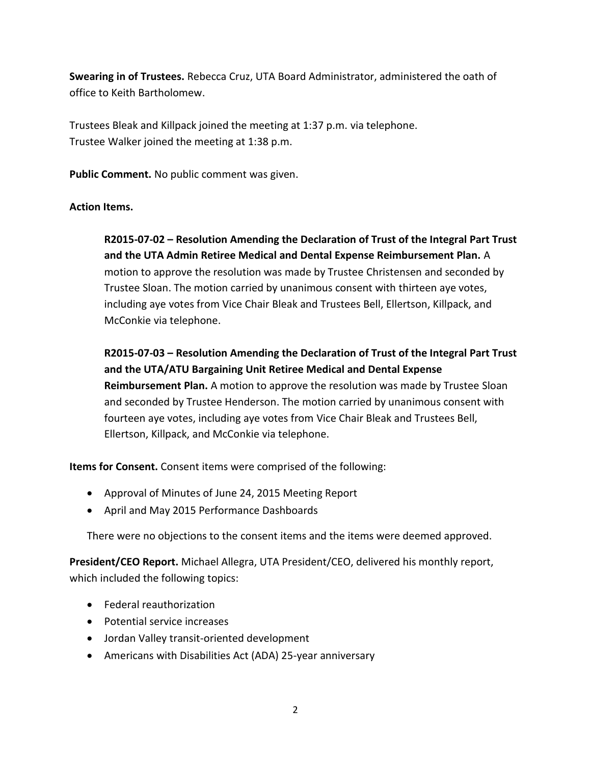**Swearing in of Trustees.** Rebecca Cruz, UTA Board Administrator, administered the oath of office to Keith Bartholomew.

Trustees Bleak and Killpack joined the meeting at 1:37 p.m. via telephone.
Trustee Walker joined the meeting at 1:38 p.m.

**Public Comment.** No public comment was given.

**Action Items.**

> **R2015-07-02 – Resolution Amending the Declaration of Trust of the Integral Part Trust and the UTA Admin Retiree Medical and Dental Expense Reimbursement Plan.** A motion to approve the resolution was made by Trustee Christensen and seconded by Trustee Sloan. The motion carried by unanimous consent with thirteen aye votes, including aye votes from Vice Chair Bleak and Trustees Bell, Ellertson, Killpack, and McConkie via telephone.
>
> **R2015-07-03 – Resolution Amending the Declaration of Trust of the Integral Part Trust and the UTA/ATU Bargaining Unit Retiree Medical and Dental Expense Reimbursement Plan.** A motion to approve the resolution was made by Trustee Sloan and seconded by Trustee Henderson. The motion carried by unanimous consent with fourteen aye votes, including aye votes from Vice Chair Bleak and Trustees Bell, Ellertson, Killpack, and McConkie via telephone.

**Items for Consent.** Consent items were comprised of the following:

- Approval of Minutes of June 24, 2015 Meeting Report
- April and May 2015 Performance Dashboards

There were no objections to the consent items and the items were deemed approved.

**President/CEO Report.** Michael Allegra, UTA President/CEO, delivered his monthly report, which included the following topics:

- Federal reauthorization
- Potential service increases
- Jordan Valley transit-oriented development
- Americans with Disabilities Act (ADA) 25-year anniversary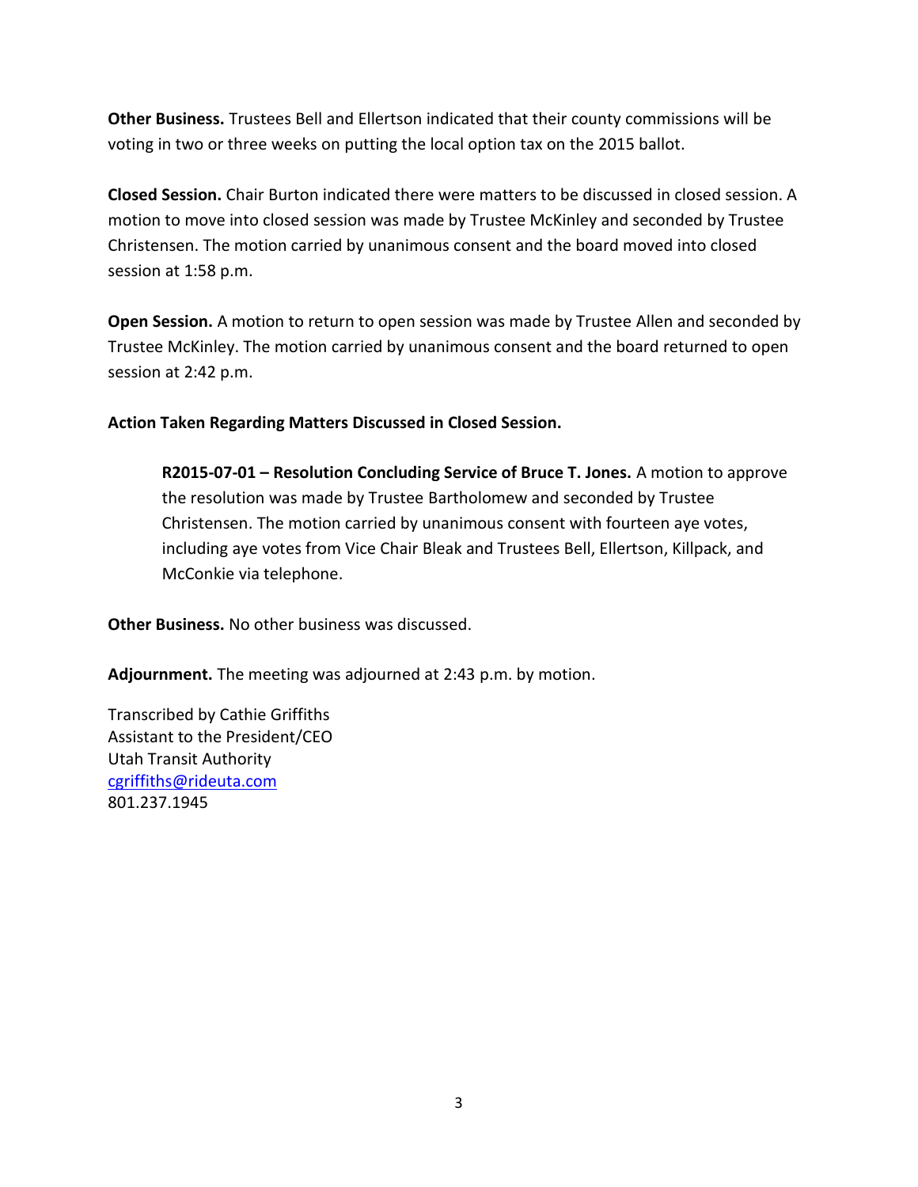**Other Business.** Trustees Bell and Ellertson indicated that their county commissions will be voting in two or three weeks on putting the local option tax on the 2015 ballot.

**Closed Session.** Chair Burton indicated there were matters to be discussed in closed session. A motion to move into closed session was made by Trustee McKinley and seconded by Trustee Christensen. The motion carried by unanimous consent and the board moved into closed session at 1:58 p.m.

**Open Session.** A motion to return to open session was made by Trustee Allen and seconded by Trustee McKinley. The motion carried by unanimous consent and the board returned to open session at 2:42 p.m.

**Action Taken Regarding Matters Discussed in Closed Session.**

> **R2015-07-01 – Resolution Concluding Service of Bruce T. Jones.** A motion to approve the resolution was made by Trustee Bartholomew and seconded by Trustee Christensen. The motion carried by unanimous consent with fourteen aye votes, including aye votes from Vice Chair Bleak and Trustees Bell, Ellertson, Killpack, and McConkie via telephone.

**Other Business.** No other business was discussed.

**Adjournment.** The meeting was adjourned at 2:43 p.m. by motion.

Transcribed by Cathie Griffiths
Assistant to the President/CEO
Utah Transit Authority
cgriffiths@rideuta.com
801.237.1945